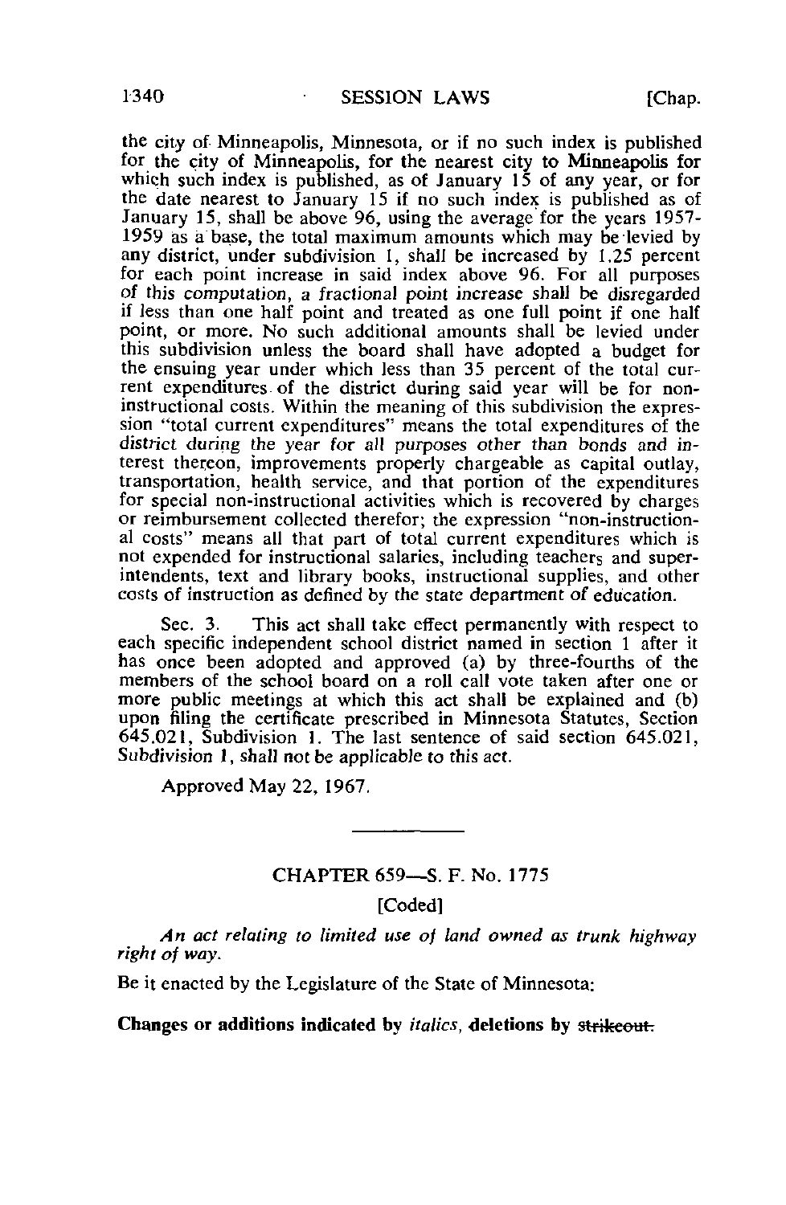the city of Minneapolis, Minnesota, or if no such index is published for the city of Minneapolis, for the nearest city to Minneapolis for which such index is published, as of January 15 of any year, or for the date nearest to January 15 if no such index is published as of January 15, shall be above 96, using the average for the years 1957-1959 as a base, the total maximum amounts which may be levied by any district, under subdivision 1, shall be increased by 1.25 percent for each point increase in said index above 96. For all purposes of this computation, a fractional point increase shall be disregarded if less than one half point and treated as one full point if one half point, or more. No such additional amounts shall be levied under this subdivision unless the board shall have adopted a budget for the ensuing year under which less than 35 percent of the total current expenditures of the district during said year will be for non-instructional costs. Within the meaning of this subdivision the expression "total current expenditures" means the total expenditures of the district during the year for all purposes other than bonds and interest thereon, improvements properly chargeable as capital outlay, transportation, health service, and that portion of the expenditures for special non-instructional activities which is recovered by charges or reimbursement collected therefor; the expression "non-instructional costs" means all that part of total current expenditures which is not expended for instructional salaries, including teachers and superintendents, text and library books, instructional supplies, and other costs of instruction as defined by the state department of education.

Sec. 3. This act shall take effect permanently with respect to each specific independent school district named in section 1 after it has once been adopted and approved (a) by three-fourths of the members of the school board on a roll call vote taken after one or more public meetings at which this act shall be explained and (b) upon filing the certificate prescribed in Minnesota Statutes, Section 645.021, Subdivision 1. The last sentence of said section 645.021, Subdivision 1, shall not be applicable to this act.

Approved May 22, 1967.

---

## CHAPTER 659—S. F. No. 1775

[Coded]

*An act relating to limited use of land owned as trunk highway right of way.*

Be it enacted by the Legislature of the State of Minnesota:

**Changes or additions indicated by *italics*, deletions by ~~strikeout.~~**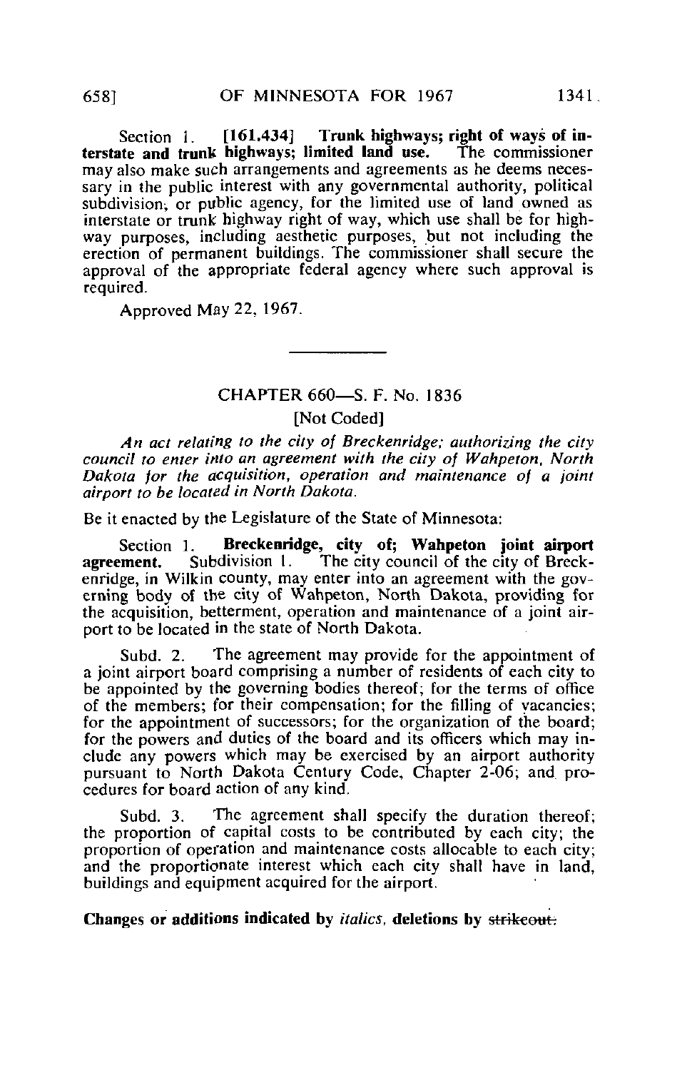Section 1. **[161.434] Trunk highways; right of ways of interstate and trunk highways; limited land use.** The commissioner may also make such arrangements and agreements as he deems necessary in the public interest with any governmental authority, political subdivision, or public agency, for the limited use of land owned as interstate or trunk highway right of way, which use shall be for highway purposes, including aesthetic purposes, but not including the erection of permanent buildings. The commissioner shall secure the approval of the appropriate federal agency where such approval is required.

Approved May 22, 1967.

---

## CHAPTER 660—S. F. No. 1836

[Not Coded]

*An act relating to the city of Breckenridge; authorizing the city council to enter into an agreement with the city of Wahpeton, North Dakota for the acquisition, operation and maintenance of a joint airport to be located in North Dakota.*

Be it enacted by the Legislature of the State of Minnesota:

Section 1. **Breckenridge, city of; Wahpeton joint airport agreement.** Subdivision 1. The city council of the city of Breckenridge, in Wilkin county, may enter into an agreement with the governing body of the city of Wahpeton, North Dakota, providing for the acquisition, betterment, operation and maintenance of a joint airport to be located in the state of North Dakota.

Subd. 2. The agreement may provide for the appointment of a joint airport board comprising a number of residents of each city to be appointed by the governing bodies thereof; for the terms of office of the members; for their compensation; for the filling of vacancies; for the appointment of successors; for the organization of the board; for the powers and duties of the board and its officers which may include any powers which may be exercised by an airport authority pursuant to North Dakota Century Code, Chapter 2-06; and procedures for board action of any kind.

Subd. 3. The agreement shall specify the duration thereof; the proportion of capital costs to be contributed by each city; the proportion of operation and maintenance costs allocable to each city; and the proportionate interest which each city shall have in land, buildings and equipment acquired for the airport.

**Changes or additions indicated by *italics*, deletions by ~~strikeout.~~**